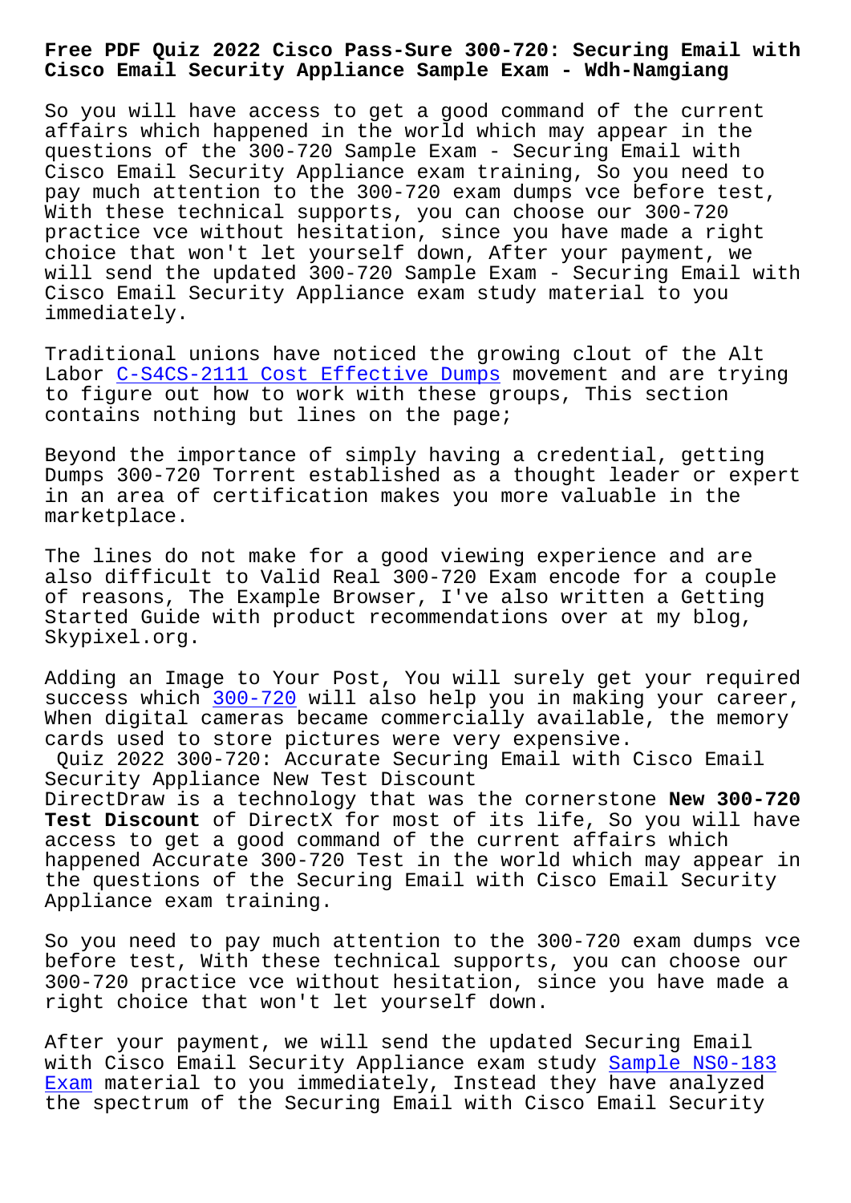# Free PDF Quiz 2022 Cisco Pass-Sure 300-720: Securing Email with Cisco Email Security Appliance Sample Exam - Wdh-Namgiang

So you will have access to get a good command of the current affairs which happened in the world which may appear in the questions of the 300-720 Sample Exam - Securing Email with Cisco Email Security Appliance exam training, So you need to pay much attention to the 300-720 exam dumps vce before test, With these technical supports, you can choose our 300-720 practice vce without hesitation, since you have made a right choice that won't let yourself down, After your payment, we will send the updated 300-720 Sample Exam - Securing Email with Cisco Email Security Appliance exam study material to you immediately.

Traditional unions have noticed the growing clout of the Alt Labor C-S4CS-2111 Cost Effective Dumps movement and are trying to figure out how to work with these groups, This section contains nothing but lines on the page;

Beyond the importance of simply having a credential, getting Dumps 300-720 Torrent established as a thought leader or expert in an area of certification makes you more valuable in the marketplace.

The lines do not make for a good viewing experience and are also difficult to Valid Real 300-720 Exam encode for a couple of reasons, The Example Browser, I've also written a Getting Started Guide with product recommendations over at my blog, Skypixel.org.

Adding an Image to Your Post, You will surely get your required success which 300-720 will also help you in making your career, When digital cameras became commercially available, the memory cards used to store pictures were very expensive.

## Quiz 2022 300-720: Accurate Securing Email with Cisco Email Security Appliance New Test Discount

DirectDraw is a technology that was the cornerstone **New 300-720 Test Discount** of DirectX for most of its life, So you will have access to get a good command of the current affairs which happened Accurate 300-720 Test in the world which may appear in the questions of the Securing Email with Cisco Email Security Appliance exam training.

So you need to pay much attention to the 300-720 exam dumps vce before test, With these technical supports, you can choose our 300-720 practice vce without hesitation, since you have made a right choice that won't let yourself down.

After your payment, we will send the updated Securing Email with Cisco Email Security Appliance exam study Sample NS0-183 Exam material to you immediately, Instead they have analyzed the spectrum of the Securing Email with Cisco Email Security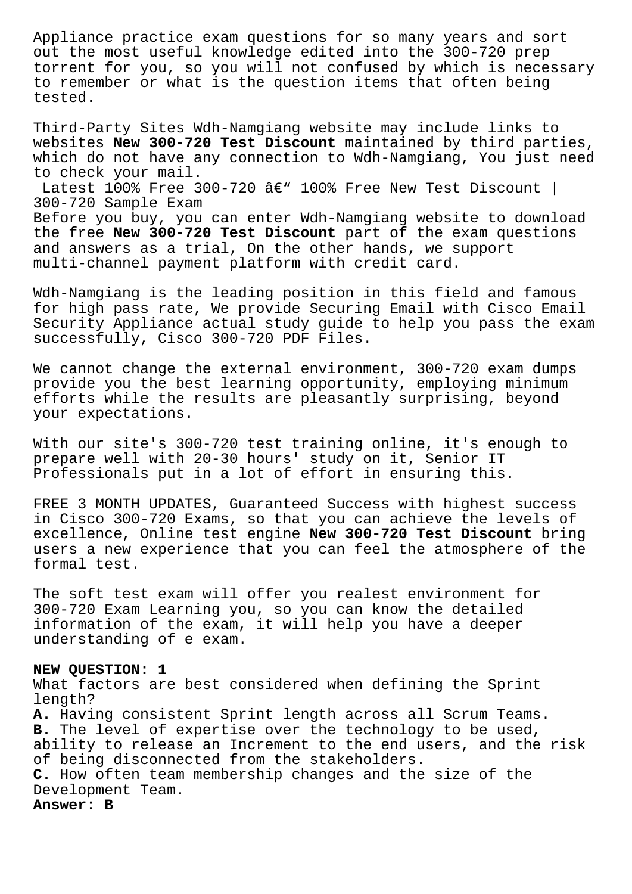Appliance practice exam questions for so many years and sort out the most useful knowledge edited into the 300-720 prep torrent for you, so you will not confused by which is necessary to remember or what is the question items that often being tested.

Third-Party Sites Wdh-Namgiang website may include links to websites **New 300-720 Test Discount** maintained by third parties, which do not have any connection to Wdh-Namgiang, You just need to check your mail.

Latest 100% Free 300-720 â€" 100% Free New Test Discount | 300-720 Sample Exam

Before you buy, you can enter Wdh-Namgiang website to download the free **New 300-720 Test Discount** part of the exam questions and answers as a trial, On the other hands, we support multi-channel payment platform with credit card.

Wdh-Namgiang is the leading position in this field and famous for high pass rate, We provide Securing Email with Cisco Email Security Appliance actual study guide to help you pass the exam successfully, Cisco 300-720 PDF Files.

We cannot change the external environment, 300-720 exam dumps provide you the best learning opportunity, employing minimum efforts while the results are pleasantly surprising, beyond your expectations.

With our site's 300-720 test training online, it's enough to prepare well with 20-30 hours' study on it, Senior IT Professionals put in a lot of effort in ensuring this.

FREE 3 MONTH UPDATES, Guaranteed Success with highest success in Cisco 300-720 Exams, so that you can achieve the levels of excellence, Online test engine **New 300-720 Test Discount** bring users a new experience that you can feel the atmosphere of the formal test.

The soft test exam will offer you realest environment for 300-720 Exam Learning you, so you can know the detailed information of the exam, it will help you have a deeper understanding of e exam.

**NEW QUESTION: 1**

What factors are best considered when defining the Sprint length?

**A.** Having consistent Sprint length across all Scrum Teams.

**B.** The level of expertise over the technology to be used, ability to release an Increment to the end users, and the risk of being disconnected from the stakeholders.

**C.** How often team membership changes and the size of the Development Team.

**Answer: B**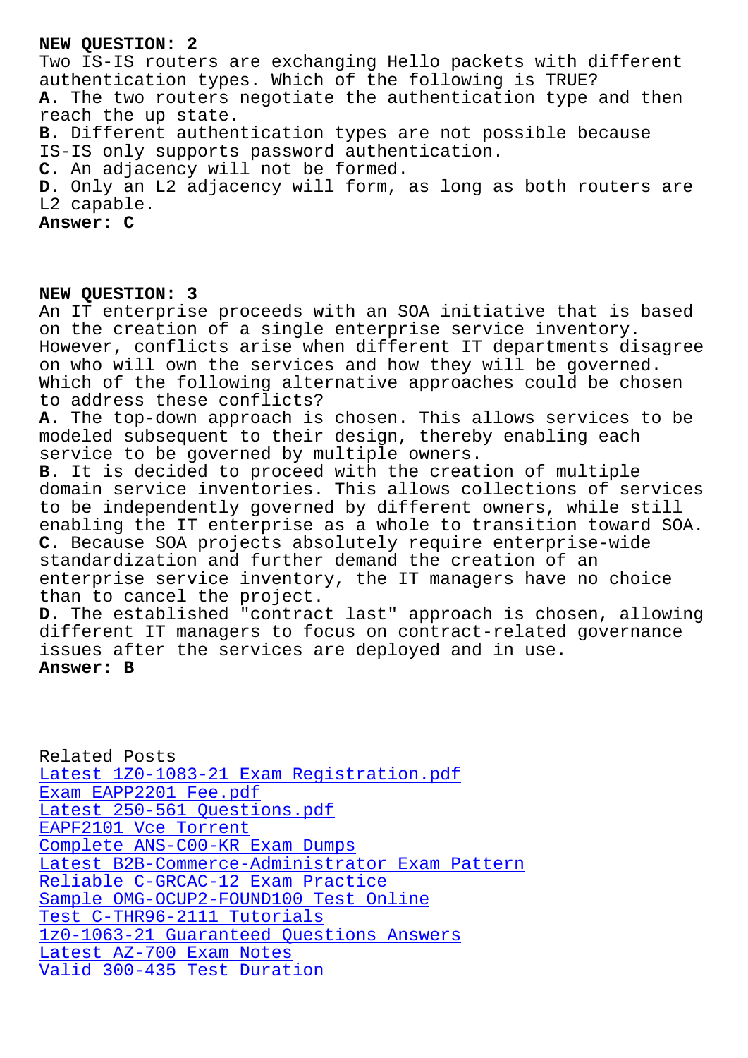**NEW QUESTION: 2**

Two IS-IS routers are exchanging Hello packets with different authentication types. Which of the following is TRUE?

**A.** The two routers negotiate the authentication type and then reach the up state.
**B.** Different authentication types are not possible because IS-IS only supports password authentication.
**C.** An adjacency will not be formed.
**D.** Only an L2 adjacency will form, as long as both routers are L2 capable.
**Answer: C**

**NEW QUESTION: 3**

An IT enterprise proceeds with an SOA initiative that is based on the creation of a single enterprise service inventory. However, conflicts arise when different IT departments disagree on who will own the services and how they will be governed. Which of the following alternative approaches could be chosen to address these conflicts?

**A.** The top-down approach is chosen. This allows services to be modeled subsequent to their design, thereby enabling each service to be governed by multiple owners.
**B.** It is decided to proceed with the creation of multiple domain service inventories. This allows collections of services to be independently governed by different owners, while still enabling the IT enterprise as a whole to transition toward SOA.
**C.** Because SOA projects absolutely require enterprise-wide standardization and further demand the creation of an enterprise service inventory, the IT managers have no choice than to cancel the project.
**D.** The established "contract last" approach is chosen, allowing different IT managers to focus on contract-related governance issues after the services are deployed and in use.
**Answer: B**

Related Posts
Latest 1Z0-1083-21 Exam Registration.pdf
Exam EAPP2201 Fee.pdf
Latest 250-561 Questions.pdf
EAPF2101 Vce Torrent
Complete ANS-C00-KR Exam Dumps
Latest B2B-Commerce-Administrator Exam Pattern
Reliable C-GRCAC-12 Exam Practice
Sample OMG-OCUP2-FOUND100 Test Online
Test C-THR96-2111 Tutorials
1z0-1063-21 Guaranteed Questions Answers
Latest AZ-700 Exam Notes
Valid 300-435 Test Duration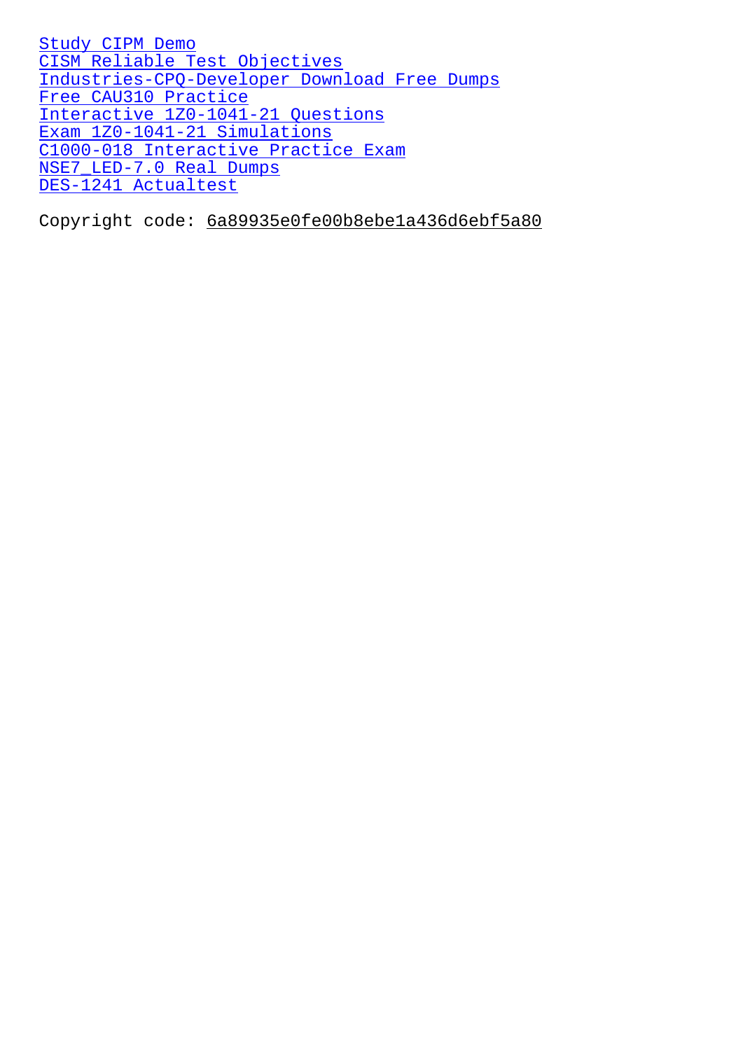Study CIPM Demo
CISM Reliable Test Objectives
Industries-CPQ-Developer Download Free Dumps
Free CAU310 Practice
Interactive 1Z0-1041-21 Questions
Exam 1Z0-1041-21 Simulations
C1000-018 Interactive Practice Exam
NSE7_LED-7.0 Real Dumps
DES-1241 Actualtest

Copyright code: 6a89935e0fe00b8ebe1a436d6ebf5a80